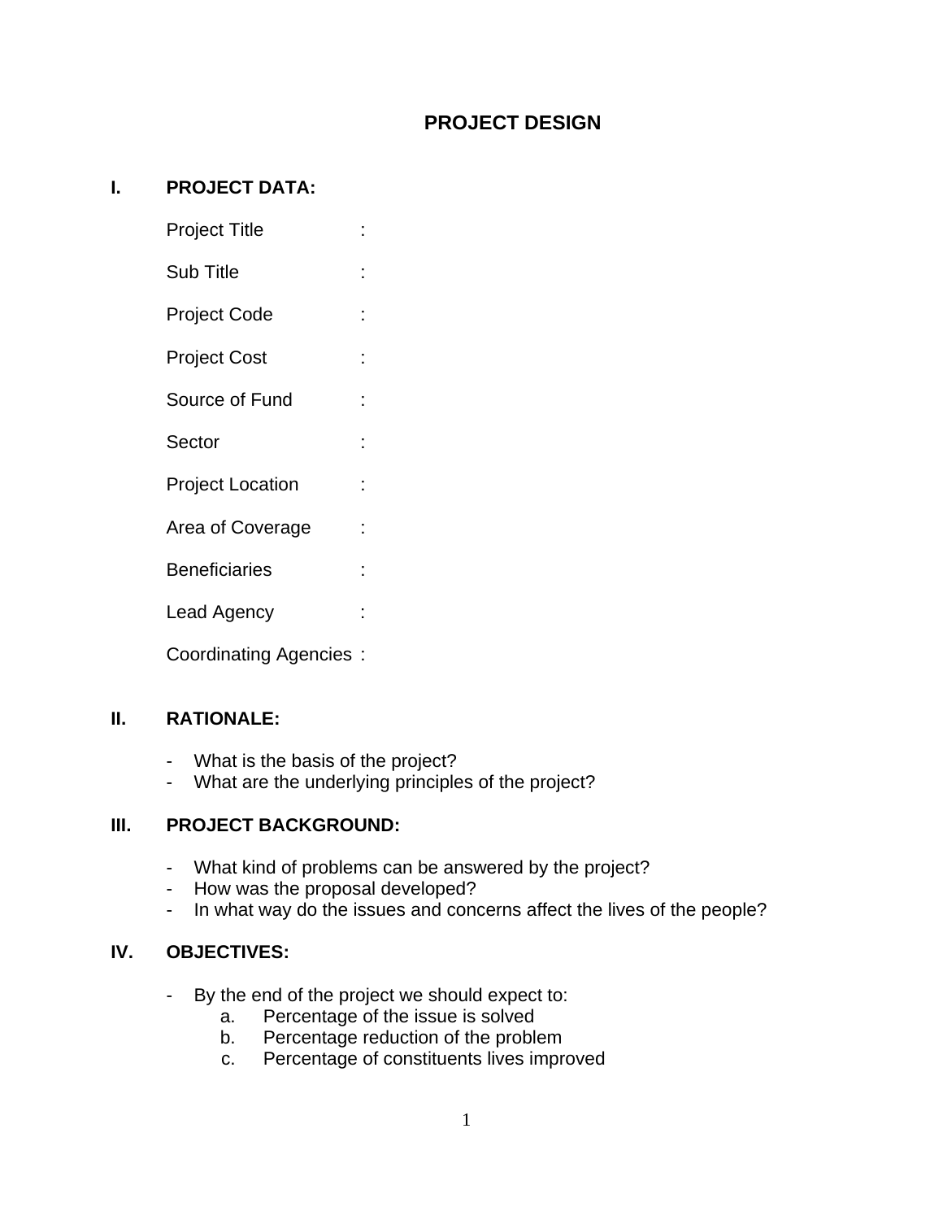# PROJECT DESIGN

## I. PROJECT DATA:

Project Title :

Sub Title :

Project Code :

Project Cost :

Source of Fund :

Sector :

Project Location :

Area of Coverage :

Beneficiaries :

Lead Agency :

Coordinating Agencies :

## II. RATIONALE:

- What is the basis of the project?
- What are the underlying principles of the project?

## III. PROJECT BACKGROUND:

- What kind of problems can be answered by the project?
- How was the proposal developed?
- In what way do the issues and concerns affect the lives of the people?

## IV. OBJECTIVES:

- By the end of the project we should expect to:
    a. Percentage of the issue is solved
    b. Percentage reduction of the problem
    c. Percentage of constituents lives improved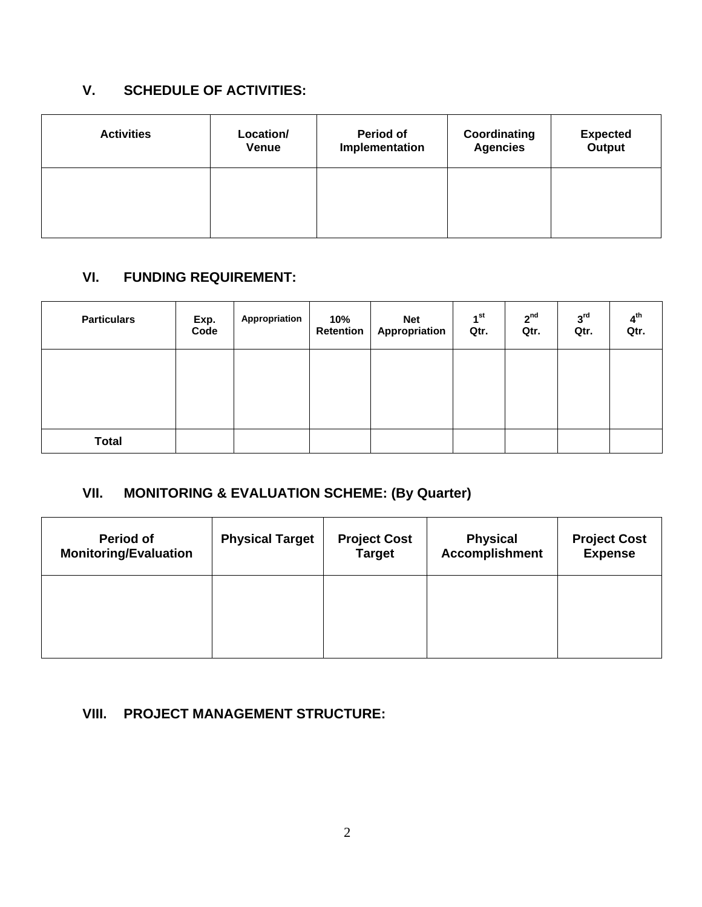## V. SCHEDULE OF ACTIVITIES:

| Activities | Location/ Venue | Period of Implementation | Coordinating Agencies | Expected Output |
|---|---|---|---|---|
| | | | | |

## VI. FUNDING REQUIREMENT:

| Particulars | Exp. Code | Appropriation | 10% Retention | Net Appropriation | 1st Qtr. | 2nd Qtr. | 3rd Qtr. | 4th Qtr. |
|---|---|---|---|---|---|---|---|---|
| | | | | | | | | |
| **Total** | | | | | | | | |

## VII. MONITORING & EVALUATION SCHEME: (By Quarter)

| Period of Monitoring/Evaluation | Physical Target | Project Cost Target | Physical Accomplishment | Project Cost Expense |
|---|---|---|---|---|
| | | | | |

## VIII. PROJECT MANAGEMENT STRUCTURE: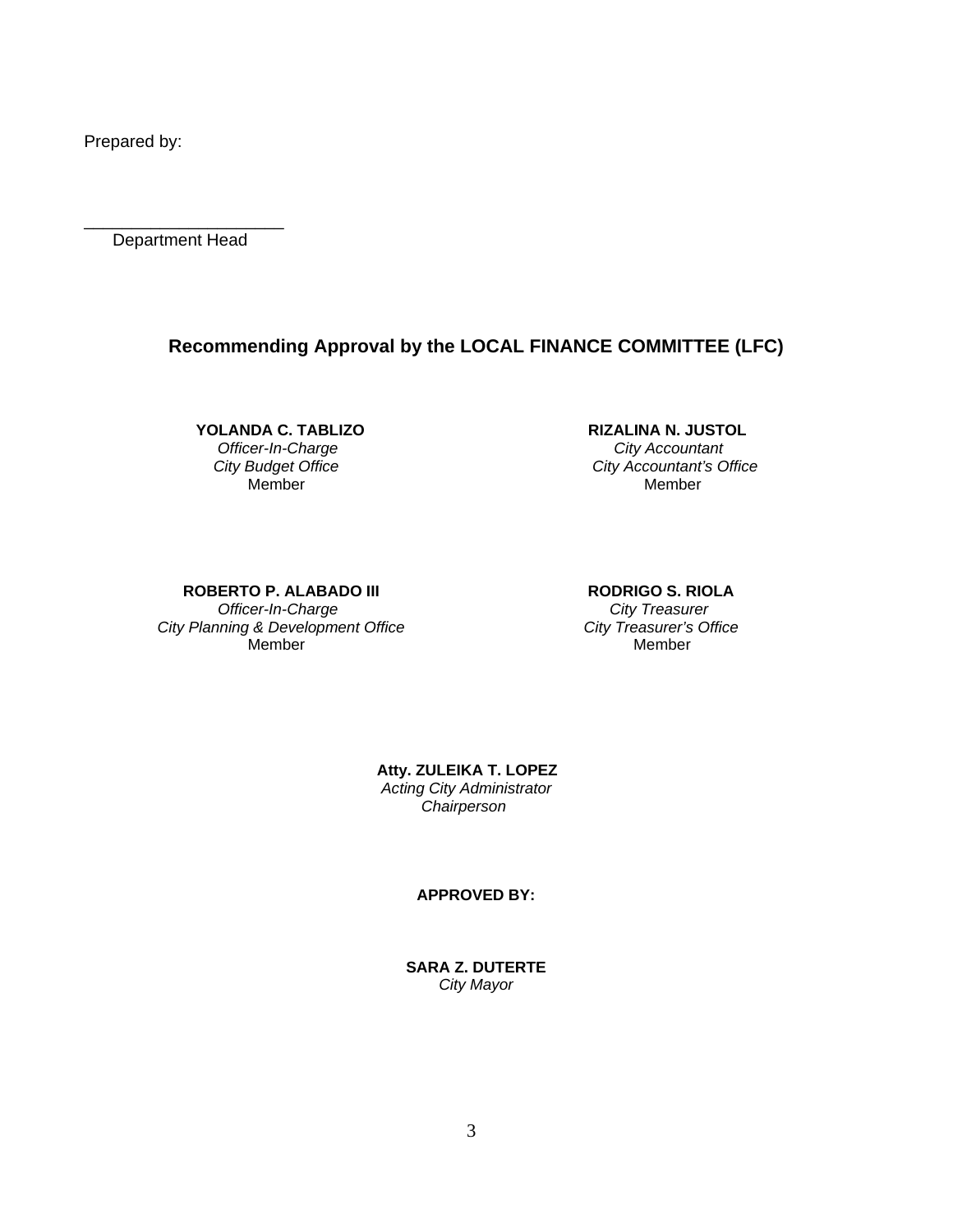Prepared by:

____________________
Department Head

## Recommending Approval by the LOCAL FINANCE COMMITTEE (LFC)

**YOLANDA C. TABLIZO**
*Officer-In-Charge*
*City Budget Office*
Member

**RIZALINA N. JUSTOL**
*City Accountant*
*City Accountant's Office*
Member

**ROBERTO P. ALABADO III**
*Officer-In-Charge*
*City Planning & Development Office*
Member

**RODRIGO S. RIOLA**
*City Treasurer*
*City Treasurer's Office*
Member

**Atty. ZULEIKA T. LOPEZ**
*Acting City Administrator*
*Chairperson*

**APPROVED BY:**

**SARA Z. DUTERTE**
*City Mayor*